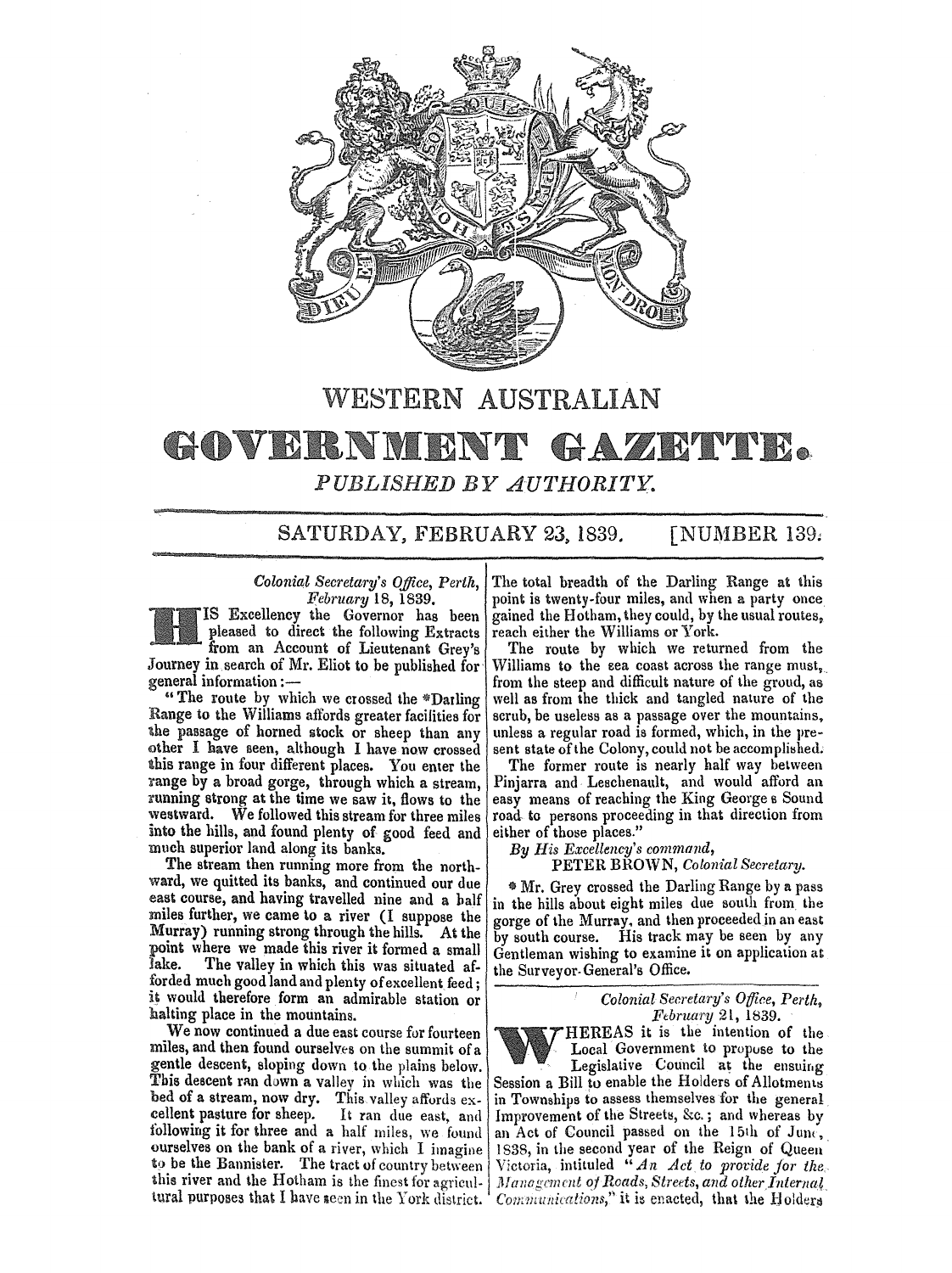# WESTERN AUSTRALIAN

# GOVERNMENT GAZETTE.

*PUBLISHED BY AUTHORITY.*

SATURDAY, FEBRUARY 23, 1839. [NUMBER 139.

*Colonial Secretary's Office, Perth, February* 18, 1839.

HIS Excellency the Governor has been pleased to direct the following Extracts from an Account of Lieutenant Grey's Journey in search of Mr. Eliot to be published for general information:—

"The route by which we crossed the *Darling Range to the Williams affords greater facilities for the passage of horned stock or sheep than any other I have seen, although I have now crossed this range in four different places. You enter the range by a broad gorge, through which a stream, running strong at the time we saw it, flows to the westward. We followed this stream for three miles into the hills, and found plenty of good feed and much superior land along its banks.

The stream then running more from the northward, we quitted its banks, and continued our due east course, and having travelled nine and a half miles further, we came to a river (I suppose the Murray) running strong through the hills. At the point where we made this river it formed a small lake. The valley in which this was situated afforded much good land and plenty of excellent feed; it would therefore form an admirable station or halting place in the mountains.

We now continued a due east course for fourteen miles, and then found ourselves on the summit of a gentle descent, sloping down to the plains below. This descent ran down a valley in which was the bed of a stream, now dry. This valley affords excellent pasture for sheep. It ran due east, and following it for three and a half miles, we found ourselves on the bank of a river, which I imagine to be the Bannister. The tract of country between this river and the Hotham is the finest for agricultural purposes that I have seen in the York district. The total breadth of the Darling Range at this point is twenty-four miles, and when a party once gained the Hotham, they could, by the usual routes, reach either the Williams or York.

The route by which we returned from the Williams to the sea coast across the range must, from the steep and difficult nature of the groud, as well as from the thick and tangled nature of the scrub, be useless as a passage over the mountains, unless a regular road is formed, which, in the present state of the Colony, could not be accomplished.

The former route is nearly half way between Pinjarra and Leschenault, and would afford an easy means of reaching the King George's Sound road to persons proceeding in that direction from either of those places."

*By His Excellency's command,*

PETER BROWN, *Colonial Secretary.*

* Mr. Grey crossed the Darling Range by a pass in the hills about eight miles due south from the gorge of the Murray, and then proceeded in an east by south course. His track may be seen by any Gentleman wishing to examine it on application at the Surveyor-General's Office.

---

*Colonial Secretary's Office, Perth, February* 21, 1839.

WHEREAS it is the intention of the Local Government to propose to the Legislative Council at the ensuing Session a Bill to enable the Holders of Allotments in Townships to assess themselves for the general Improvement of the Streets, &c.; and whereas by an Act of Council passed on the 15th of June, 1838, in the second year of the Reign of Queen Victoria, intituled "*An Act to provide for the Management of Roads, Streets, and other Internal Communications,*" it is enacted, that the Holders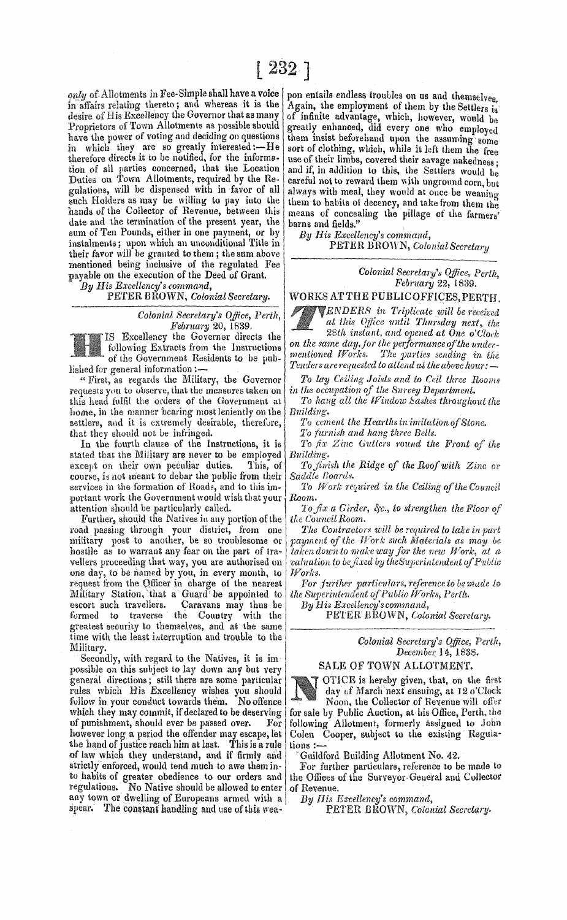*only* of Allotments in Fee-Simple shall have a voice in affairs relating thereto; and whereas it is the desire of His Excellency the Governor that as many Proprietors of Town Allotments as possible should have the power of voting and deciding on questions in which they are so greatly interested:—He therefore directs it to be notified, for the information of all parties concerned, that the Location Duties on Town Allotments, required by the Regulations, will be dispensed with in favor of all such Holders as may be willing to pay into the hands of the Collector of Revenue, between this date and the termination of the present year, the sum of Ten Pounds, either in one payment, or by instalments; upon which an unconditional Title in their favor will be granted to them; the sum above mentioned being inclusive of the regulated Fee payable on the execution of the Deed of Grant.

*By His Excellency's command,*

PETER BROWN, *Colonial Secretary.*

---

*Colonial Secretary's Office, Perth, February 20, 1839.*

HIS Excellency the Governor directs the following Extracts from the Instructions of the Government Residents to be published for general information:—

"First, as regards the Military, the Governor requests you to observe, that the measures taken on this head fulfil the orders of the Government at home, in the manner bearing most leniently on the settlers, and it is extremely desirable, therefore, that they should not be infringed.

In the fourth clause of the Instructions, it is stated that the Military are never to be employed except on their own peculiar duties. This, of course, is not meant to debar the public from their services in the formation of Roads, and to this important work the Government would wish that your attention should be particularly called.

Further, should the Natives in any portion of the road passing through your district, from one military post to another, be so troublesome or hostile as to warrant any fear on the part of travellers proceeding that way, you are authorised on one day, to be named by you, in every month, to request from the Officer in charge of the nearest Military Station, that a Guard be appointed to escort such travellers. Caravans may thus be formed to traverse the Country with the greatest security to themselves, and at the same time with the least interruption and trouble to the Military.

Secondly, with regard to the Natives, it is impossible on this subject to lay down any but very general directions; still there are some particular rules which His Excellency wishes you should follow in your conduct towards them. No offence which they may commit, if declared to be deserving of punishment, should ever be passed over. For however long a period the offender may escape, let the hand of justice reach him at last. This is a rule of law which they understand, and if firmly and strictly enforced, would tend much to awe them into habits of greater obedience to our orders and regulations. No Native should be allowed to enter any town or dwelling of Europeans armed with a spear. The constant handling and use of this weapon entails endless troubles on us and themselves. Again, the employment of them by the Settlers is of infinite advantage, which, however, would be greatly enhanced, did every one who employed them insist beforehand upon the assuming some sort of clothing, which, while it left them the free use of their limbs, covered their savage nakedness; and if, in addition to this, the Settlers would be careful not to reward them with unground corn, but always with meal, they would at once be weaning them to habits of decency, and take from them the means of concealing the pillage of the farmers' barns and fields."

*By His Excellency's command,*

PETER BROWN, *Colonial Secretary*

---

*Colonial Secretary's Office, Perth, February 22, 1839.*

## WORKS AT THE PUBLIC OFFICES, PERTH.

*TENDERS in Triplicate will be received at this Office until Thursday next, the 28th instant, and opened at One o'Clock on the same day, for the performance of the undermentioned Works. The parties sending in the Tenders are requested to attend at the above hour:—*

*To lay Ceiling Joists and to Ceil three Rooms in the occupation of the Survey Department.*

*To hang all the Window Sashes throughout the Building.*

*To cement the Hearths in imitation of Stone.*

*To furnish and hang three Bells.*

*To fix Zinc Gutters round the Front of the Building.*

*To finish the Ridge of the Roof with Zinc or Saddle Boards.*

*To Work required in the Ceiling of the Council Room.*

*To fix a Girder, &c., to strengthen the Floor of the Council Room.*

*The Contractors will be required to take in part payment of the Work such Materials as may be taken down to make way for the new Work, at a valuation to be fixed by the Superintendent of Public Works.*

*For further particulars, reference to be made to the Superintendent of Public Works, Perth.*

*By His Excellency's command,*

PETER BROWN, *Colonial Secretary.*

---

*Colonial Secretary's Office, Perth, December 14, 1838.*

## SALE OF TOWN ALLOTMENT.

NOTICE is hereby given, that, on the first day of March next ensuing, at 12 o'Clock Noon, the Collector of Revenue will offer for sale by Public Auction, at his Office, Perth, the following Allotment, formerly assigned to John Colen Cooper, subject to the existing Regulations:—

Guildford Building Allotment No. 42.

For further particulars, reference to be made to the Offices of the Surveyor-General and Collector of Revenue.

*By His Excellency's command,*

PETER BROWN, *Colonial Secretary.*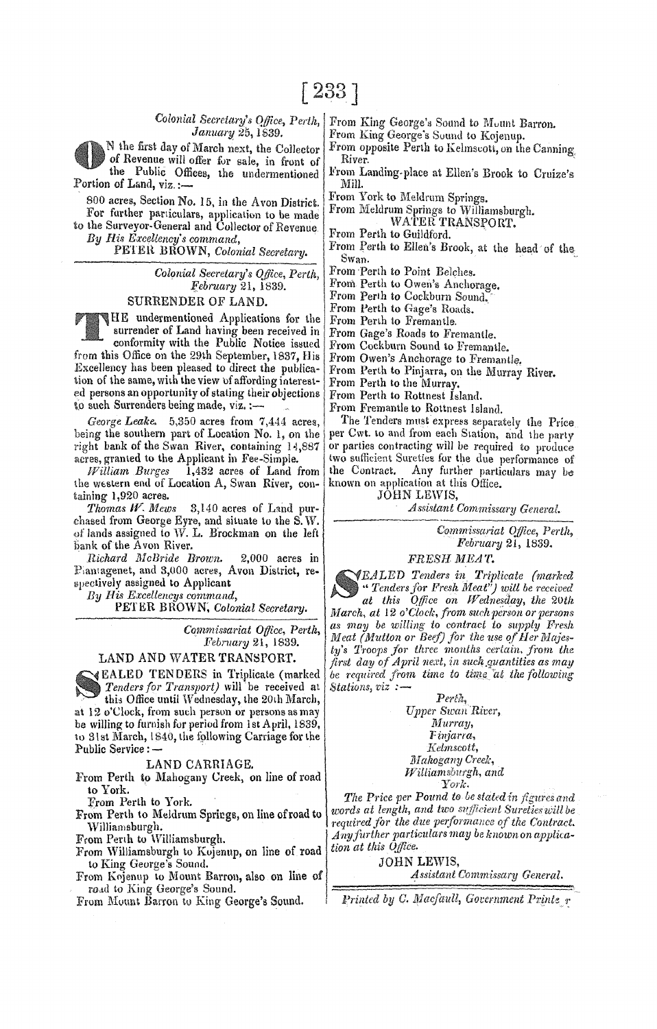Colonial Secretary's Office, Perth,
January 25, 1839.

ON the first day of March next, the Collector of Revenue will offer for sale, in front of the Public Offices, the undermentioned Portion of Land, viz.:—

800 acres, Section No. 15, in the Avon District.

For further particulars, application to be made to the Surveyor-General and Collector of Revenue

*By His Excellency's command,*
PETER BROWN, *Colonial Secretary.*

---

*Colonial Secretary's Office, Perth,*
*February* 21, 1839.

## SURRENDER OF LAND.

THE undermentioned Applications for the surrender of Land having been received in conformity with the Public Notice issued from this Office on the 29th September, 1837, His Excellency has been pleased to direct the publication of the same, with the view of affording interested persons an opportunity of stating their objections to such Surrenders being made, viz.:—

*George Leake.* 5,350 acres from 7,444 acres, being the southern part of Location No. 1, on the right bank of the Swan River, containing 14,887 acres, granted to the Applicant in Fee-Simple.

*William Burges* 1,432 acres of Land from the western end of Location A, Swan River, containing 1,920 acres.

*Thomas W. Mews* 3,140 acres of Land purchased from George Eyre, and situate to the S.W. of lands assigned to W. L. Brockman on the left bank of the Avon River.

*Richard McBride Brown.* 2,000 acres in Plantagenet, and 3,000 acres, Avon District, respectively assigned to Applicant

*By His Excellencys command,*
PETER BROWN, *Colonial Secretary.*

---

*Commissariat Office, Perth,*
*February* 21, 1839.

## LAND AND WATER TRANSPORT.

SEALED TENDERS in Triplicate (marked *Tenders for Transport)* will be received at this Office until Wednesday, the 20th March, at 12 o'Clock, from such person or persons as may be willing to furnish for period from 1st April, 1839, to 31st March, 1840, the following Carriage for the Public Service:—

### LAND CARRIAGE.

From Perth to Mahogany Creek, on line of road to York.
From Perth to York.
From Perth to Meldrum Springs, on line of road to Williamsburgh.
From Perth to Williamsburgh.
From Williamsburgh to Kojenup, on line of road to King George's Sound.
From Kojenup to Mount Barron, also on line of road to King George's Sound.
From Mount Barron to King George's Sound.
From King George's Sound to Mount Barron.
From King George's Sound to Kojenup.
From opposite Perth to Kelmscott, on the Canning River.
From Landing-place at Ellen's Brook to Cruize's Mill.
From York to Meldrum Springs.
From Meldrum Springs to Williamsburgh.

### WATER TRANSPORT.

From Perth to Guildford.
From Perth to Ellen's Brook, at the head of the Swan.
From Perth to Point Belches.
From Perth to Owen's Anchorage.
From Perth to Cockburn Sound.
From Perth to Gage's Roads.
From Perth to Fremantle.
From Gage's Roads to Fremantle.
From Cockburn Sound to Fremantle.
From Owen's Anchorage to Fremantle.
From Perth to Pinjarra, on the Murray River.
From Perth to the Murray.
From Perth to Rottnest Island.
From Fremantle to Rottnest Island.

The Tenders must express separately the Price per Cwt. to and from each Station, and the party or parties contracting will be required to produce two sufficient Sureties for the due performance of the Contract. Any further particulars may be known on application at this Office.

JOHN LEWIS,
*Assistant Commissary General.*

---

*Commissariat Office, Perth,*
*February* 21, 1839.

## *FRESH MEAT.*

*SEALED Tenders in Triplicate (marked "Tenders for Fresh Meat") will be received at this Office on Wednesday, the 20th March, at 12 o'Clock, from such person or persons as may be willing to contract to supply Fresh Meat (Mutton or Beef) for the use of Her Majesty's Troops for three months certain, from the first day of April next, in such quantities as may be required from time to time at the following Stations, viz:—*

*Perth,*
*Upper Swan River,*
*Murray,*
*Pinjarra,*
*Kelmscott,*
*Mahogany Creek,*
*Williamsburgh, and*
*York.*

*The Price per Pound to be stated in figures and words at length, and two sufficient Sureties will be required for the due performance of the Contract. Any further particulars may be known on application at this Office.*

JOHN LEWIS,
*Assistant Commissary General.*

---

*Printed by C. Macfaull, Government Printer*